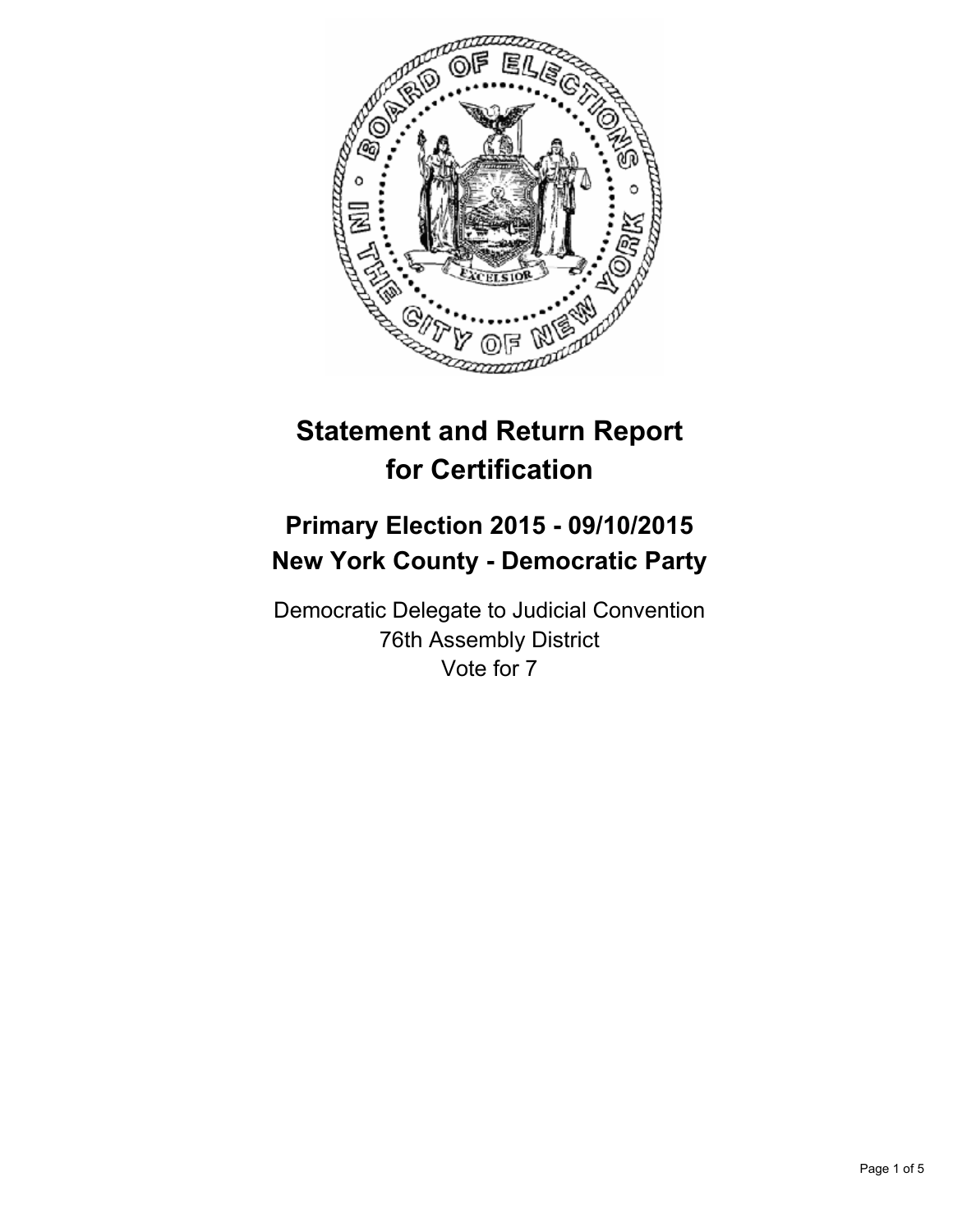# Statement and Return Report for Certification

## Primary Election 2015 - 09/10/2015
## New York County - Democratic Party

Democratic Delegate to Judicial Convention
76th Assembly District
Vote for 7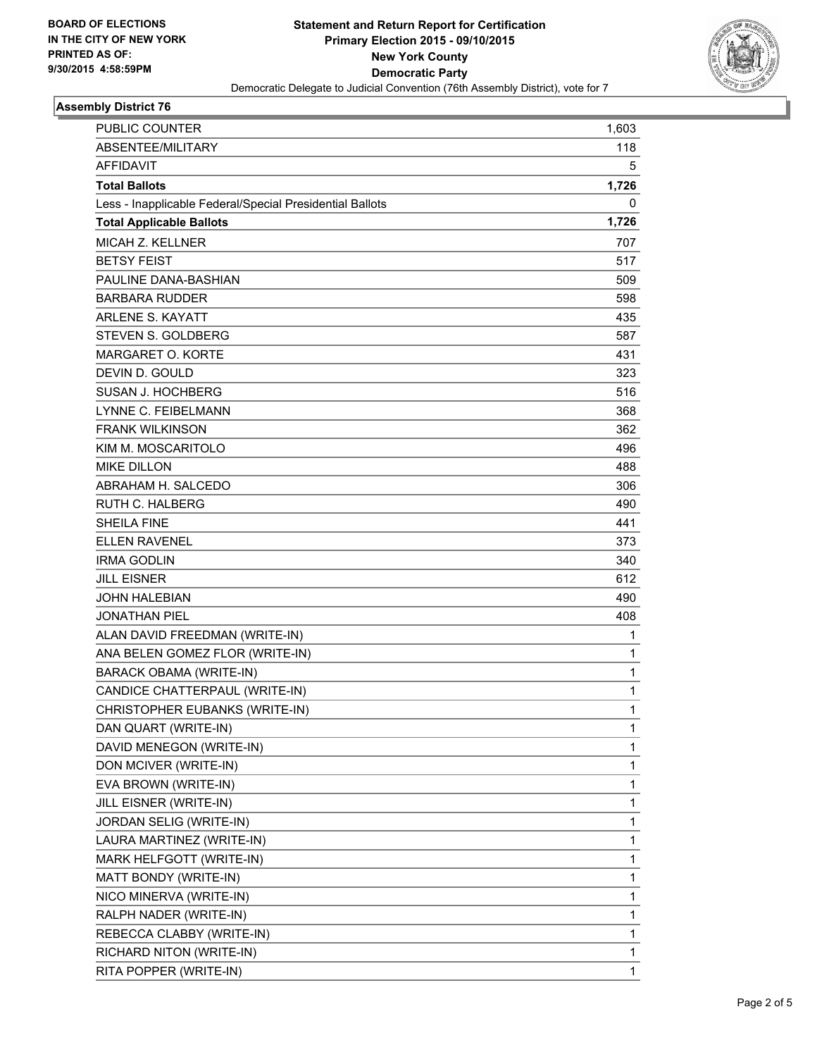**BOARD OF ELECTIONS IN THE CITY OF NEW YORK PRINTED AS OF: 9/30/2015 4:58:59PM**

# Statement and Return Report for Certification
## Primary Election 2015 - 09/10/2015
## New York County
## Democratic Party

Democratic Delegate to Judicial Convention (76th Assembly District), vote for 7

### Assembly District 76

| | |
|---|---|
| PUBLIC COUNTER | 1,603 |
| ABSENTEE/MILITARY | 118 |
| AFFIDAVIT | 5 |
| **Total Ballots** | **1,726** |
| Less - Inapplicable Federal/Special Presidential Ballots | 0 |
| **Total Applicable Ballots** | **1,726** |
| MICAH Z. KELLNER | 707 |
| BETSY FEIST | 517 |
| PAULINE DANA-BASHIAN | 509 |
| BARBARA RUDDER | 598 |
| ARLENE S. KAYATT | 435 |
| STEVEN S. GOLDBERG | 587 |
| MARGARET O. KORTE | 431 |
| DEVIN D. GOULD | 323 |
| SUSAN J. HOCHBERG | 516 |
| LYNNE C. FEIBELMANN | 368 |
| FRANK WILKINSON | 362 |
| KIM M. MOSCARITOLO | 496 |
| MIKE DILLON | 488 |
| ABRAHAM H. SALCEDO | 306 |
| RUTH C. HALBERG | 490 |
| SHEILA FINE | 441 |
| ELLEN RAVENEL | 373 |
| IRMA GODLIN | 340 |
| JILL EISNER | 612 |
| JOHN HALEBIAN | 490 |
| JONATHAN PIEL | 408 |
| ALAN DAVID FREEDMAN (WRITE-IN) | 1 |
| ANA BELEN GOMEZ FLOR (WRITE-IN) | 1 |
| BARACK OBAMA (WRITE-IN) | 1 |
| CANDICE CHATTERPAUL (WRITE-IN) | 1 |
| CHRISTOPHER EUBANKS (WRITE-IN) | 1 |
| DAN QUART (WRITE-IN) | 1 |
| DAVID MENEGON (WRITE-IN) | 1 |
| DON MCIVER (WRITE-IN) | 1 |
| EVA BROWN (WRITE-IN) | 1 |
| JILL EISNER (WRITE-IN) | 1 |
| JORDAN SELIG (WRITE-IN) | 1 |
| LAURA MARTINEZ (WRITE-IN) | 1 |
| MARK HELFGOTT (WRITE-IN) | 1 |
| MATT BONDY (WRITE-IN) | 1 |
| NICO MINERVA (WRITE-IN) | 1 |
| RALPH NADER (WRITE-IN) | 1 |
| REBECCA CLABBY (WRITE-IN) | 1 |
| RICHARD NITON (WRITE-IN) | 1 |
| RITA POPPER (WRITE-IN) | 1 |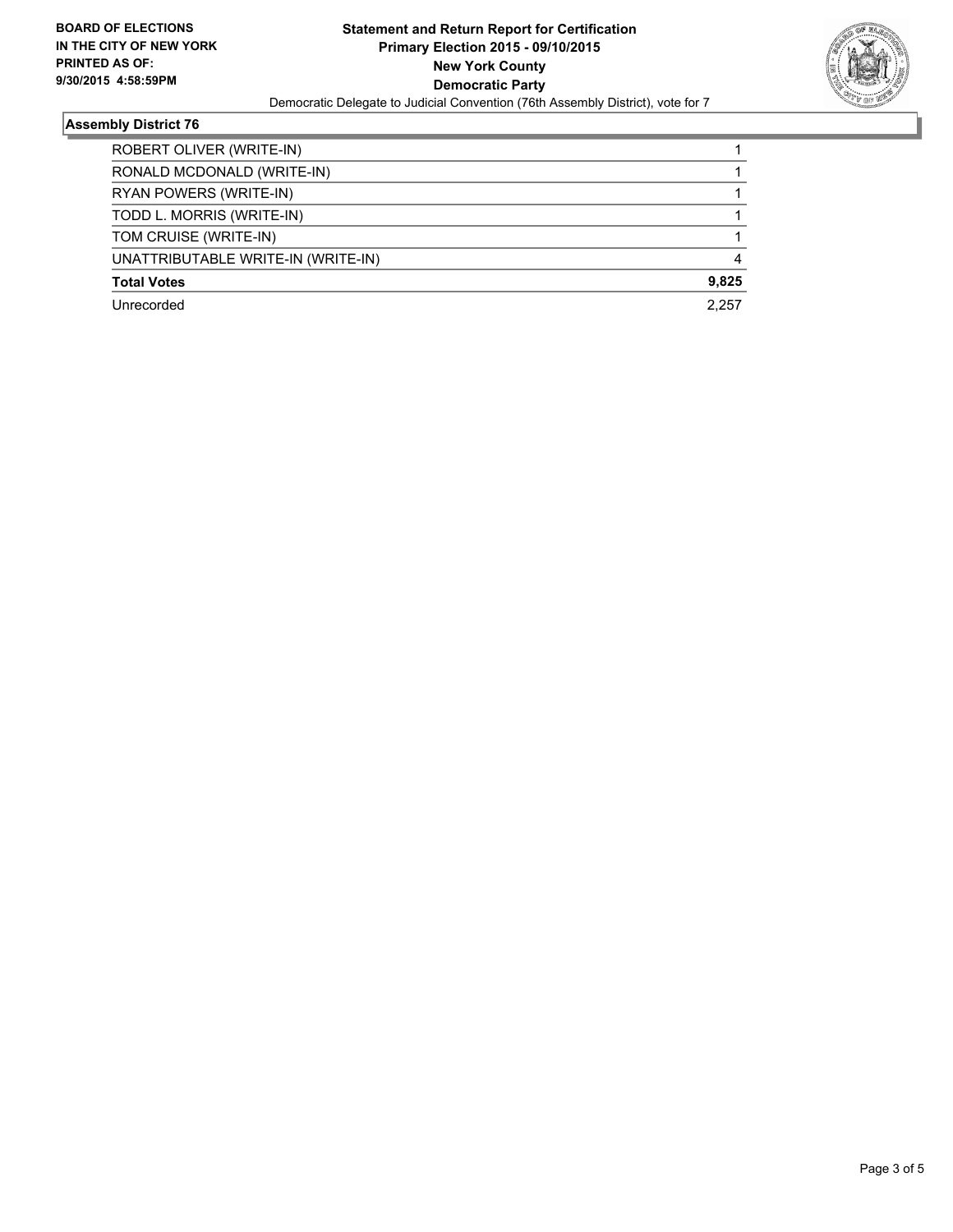**BOARD OF ELECTIONS IN THE CITY OF NEW YORK PRINTED AS OF: 9/30/2015 4:58:59PM**

**Statement and Return Report for Certification**
**Primary Election 2015 - 09/10/2015**
**New York County**
**Democratic Party**
Democratic Delegate to Judicial Convention (76th Assembly District), vote for 7

### Assembly District 76

| | |
|---|---|
| ROBERT OLIVER (WRITE-IN) | 1 |
| RONALD MCDONALD (WRITE-IN) | 1 |
| RYAN POWERS (WRITE-IN) | 1 |
| TODD L. MORRIS (WRITE-IN) | 1 |
| TOM CRUISE (WRITE-IN) | 1 |
| UNATTRIBUTABLE WRITE-IN (WRITE-IN) | 4 |
| **Total Votes** | **9,825** |
| Unrecorded | 2,257 |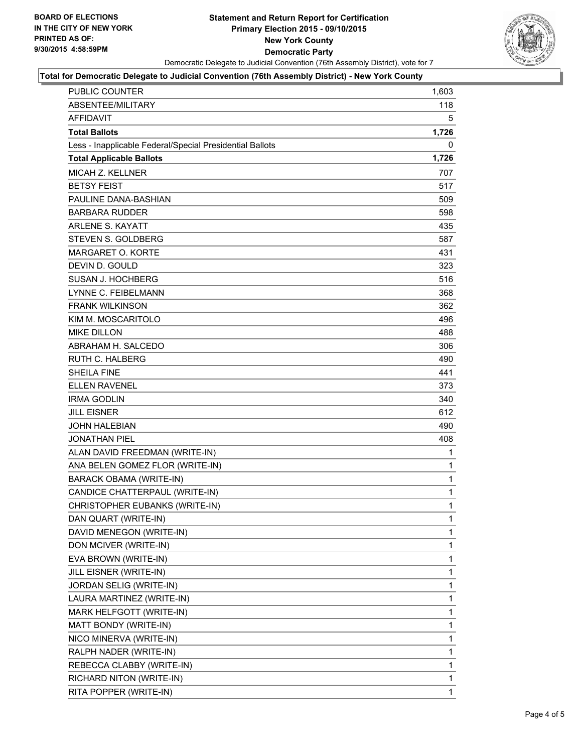BOARD OF ELECTIONS
IN THE CITY OF NEW YORK
PRINTED AS OF:
9/30/2015 4:58:59PM

**Statement and Return Report for Certification**
**Primary Election 2015 - 09/10/2015**
**New York County**
**Democratic Party**
Democratic Delegate to Judicial Convention (76th Assembly District), vote for 7

**Total for Democratic Delegate to Judicial Convention (76th Assembly District) - New York County**

| | |
|---|---|
| PUBLIC COUNTER | 1,603 |
| ABSENTEE/MILITARY | 118 |
| AFFIDAVIT | 5 |
| **Total Ballots** | **1,726** |
| Less - Inapplicable Federal/Special Presidential Ballots | 0 |
| **Total Applicable Ballots** | **1,726** |
| MICAH Z. KELLNER | 707 |
| BETSY FEIST | 517 |
| PAULINE DANA-BASHIAN | 509 |
| BARBARA RUDDER | 598 |
| ARLENE S. KAYATT | 435 |
| STEVEN S. GOLDBERG | 587 |
| MARGARET O. KORTE | 431 |
| DEVIN D. GOULD | 323 |
| SUSAN J. HOCHBERG | 516 |
| LYNNE C. FEIBELMANN | 368 |
| FRANK WILKINSON | 362 |
| KIM M. MOSCARITOLO | 496 |
| MIKE DILLON | 488 |
| ABRAHAM H. SALCEDO | 306 |
| RUTH C. HALBERG | 490 |
| SHEILA FINE | 441 |
| ELLEN RAVENEL | 373 |
| IRMA GODLIN | 340 |
| JILL EISNER | 612 |
| JOHN HALEBIAN | 490 |
| JONATHAN PIEL | 408 |
| ALAN DAVID FREEDMAN (WRITE-IN) | 1 |
| ANA BELEN GOMEZ FLOR (WRITE-IN) | 1 |
| BARACK OBAMA (WRITE-IN) | 1 |
| CANDICE CHATTERPAUL (WRITE-IN) | 1 |
| CHRISTOPHER EUBANKS (WRITE-IN) | 1 |
| DAN QUART (WRITE-IN) | 1 |
| DAVID MENEGON (WRITE-IN) | 1 |
| DON MCIVER (WRITE-IN) | 1 |
| EVA BROWN (WRITE-IN) | 1 |
| JILL EISNER (WRITE-IN) | 1 |
| JORDAN SELIG (WRITE-IN) | 1 |
| LAURA MARTINEZ (WRITE-IN) | 1 |
| MARK HELFGOTT (WRITE-IN) | 1 |
| MATT BONDY (WRITE-IN) | 1 |
| NICO MINERVA (WRITE-IN) | 1 |
| RALPH NADER (WRITE-IN) | 1 |
| REBECCA CLABBY (WRITE-IN) | 1 |
| RICHARD NITON (WRITE-IN) | 1 |
| RITA POPPER (WRITE-IN) | 1 |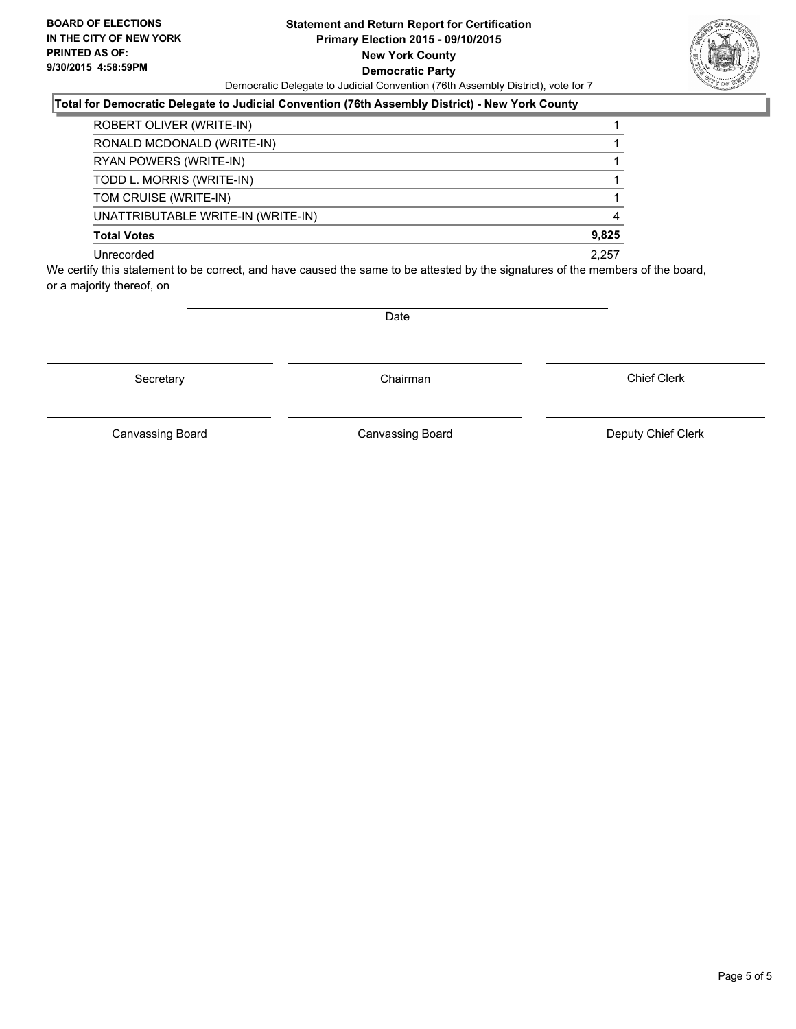**BOARD OF ELECTIONS IN THE CITY OF NEW YORK PRINTED AS OF: 9/30/2015 4:58:59PM**

**Statement and Return Report for Certification Primary Election 2015 - 09/10/2015 New York County Democratic Party**

Democratic Delegate to Judicial Convention (76th Assembly District), vote for 7

**Total for Democratic Delegate to Judicial Convention (76th Assembly District) - New York County**

| | |
|---|---|
| ROBERT OLIVER (WRITE-IN) | 1 |
| RONALD MCDONALD (WRITE-IN) | 1 |
| RYAN POWERS (WRITE-IN) | 1 |
| TODD L. MORRIS (WRITE-IN) | 1 |
| TOM CRUISE (WRITE-IN) | 1 |
| UNATTRIBUTABLE WRITE-IN (WRITE-IN) | 4 |
| **Total Votes** | **9,825** |
| Unrecorded | 2,257 |

We certify this statement to be correct, and have caused the same to be attested by the signatures of the members of the board, or a majority thereof, on

Date

Secretary

Chairman

Chief Clerk

Canvassing Board

Canvassing Board

Deputy Chief Clerk